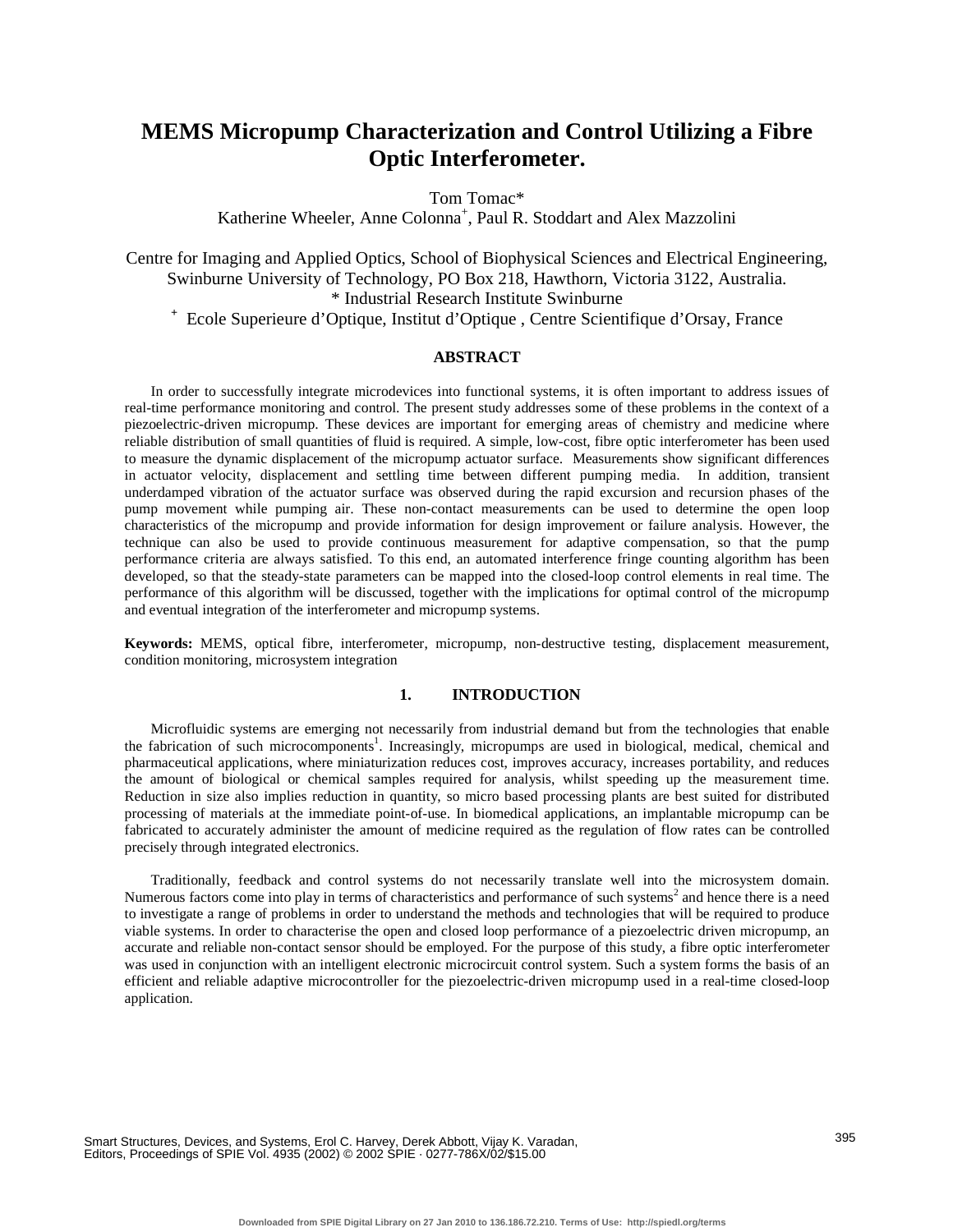# MEMS Micropump Characterization and Control Utilizing a Fibre Optic Interferometer.

Tom Tomac*
Katherine Wheeler, Anne Colonna[+], Paul R. Stoddart and Alex Mazzolini

Centre for Imaging and Applied Optics, School of Biophysical Sciences and Electrical Engineering, Swinburne University of Technology, PO Box 218, Hawthorn, Victoria 3122, Australia.
* Industrial Research Institute Swinburne
[+] Ecole Superieure d'Optique, Institut d'Optique , Centre Scientifique d'Orsay, France

## ABSTRACT

In order to successfully integrate microdevices into functional systems, it is often important to address issues of real-time performance monitoring and control. The present study addresses some of these problems in the context of a piezoelectric-driven micropump. These devices are important for emerging areas of chemistry and medicine where reliable distribution of small quantities of fluid is required. A simple, low-cost, fibre optic interferometer has been used to measure the dynamic displacement of the micropump actuator surface. Measurements show significant differences in actuator velocity, displacement and settling time between different pumping media. In addition, transient underdamped vibration of the actuator surface was observed during the rapid excursion and recursion phases of the pump movement while pumping air. These non-contact measurements can be used to determine the open loop characteristics of the micropump and provide information for design improvement or failure analysis. However, the technique can also be used to provide continuous measurement for adaptive compensation, so that the pump performance criteria are always satisfied. To this end, an automated interference fringe counting algorithm has been developed, so that the steady-state parameters can be mapped into the closed-loop control elements in real time. The performance of this algorithm will be discussed, together with the implications for optimal control of the micropump and eventual integration of the interferometer and micropump systems.

**Keywords:** MEMS, optical fibre, interferometer, micropump, non-destructive testing, displacement measurement, condition monitoring, microsystem integration

## 1. INTRODUCTION

Microfluidic systems are emerging not necessarily from industrial demand but from the technologies that enable the fabrication of such microcomponents[1]. Increasingly, micropumps are used in biological, medical, chemical and pharmaceutical applications, where miniaturization reduces cost, improves accuracy, increases portability, and reduces the amount of biological or chemical samples required for analysis, whilst speeding up the measurement time. Reduction in size also implies reduction in quantity, so micro based processing plants are best suited for distributed processing of materials at the immediate point-of-use. In biomedical applications, an implantable micropump can be fabricated to accurately administer the amount of medicine required as the regulation of flow rates can be controlled precisely through integrated electronics.

Traditionally, feedback and control systems do not necessarily translate well into the microsystem domain. Numerous factors come into play in terms of characteristics and performance of such systems[2] and hence there is a need to investigate a range of problems in order to understand the methods and technologies that will be required to produce viable systems. In order to characterise the open and closed loop performance of a piezoelectric driven micropump, an accurate and reliable non-contact sensor should be employed. For the purpose of this study, a fibre optic interferometer was used in conjunction with an intelligent electronic microcircuit control system. Such a system forms the basis of an efficient and reliable adaptive microcontroller for the piezoelectric-driven micropump used in a real-time closed-loop application.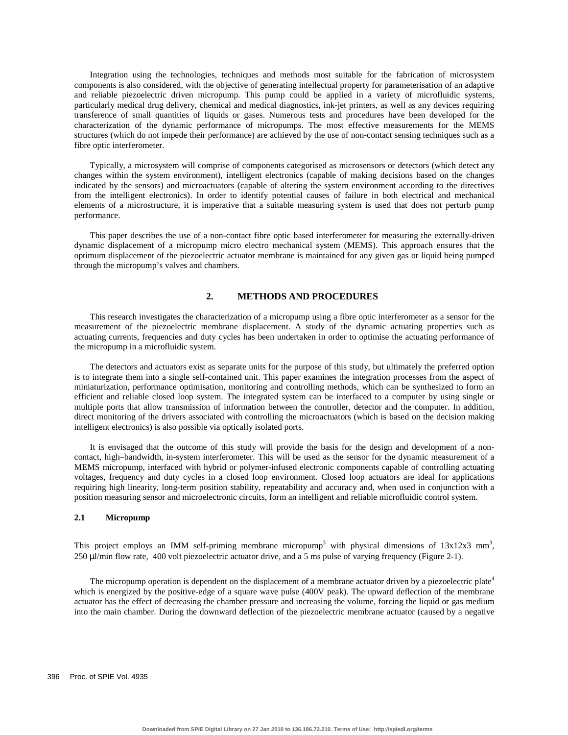Integration using the technologies, techniques and methods most suitable for the fabrication of microsystem components is also considered, with the objective of generating intellectual property for parameterisation of an adaptive and reliable piezoelectric driven micropump. This pump could be applied in a variety of microfluidic systems, particularly medical drug delivery, chemical and medical diagnostics, ink-jet printers, as well as any devices requiring transference of small quantities of liquids or gases. Numerous tests and procedures have been developed for the characterization of the dynamic performance of micropumps. The most effective measurements for the MEMS structures (which do not impede their performance) are achieved by the use of non-contact sensing techniques such as a fibre optic interferometer.

Typically, a microsystem will comprise of components categorised as microsensors or detectors (which detect any changes within the system environment), intelligent electronics (capable of making decisions based on the changes indicated by the sensors) and microactuators (capable of altering the system environment according to the directives from the intelligent electronics). In order to identify potential causes of failure in both electrical and mechanical elements of a microstructure, it is imperative that a suitable measuring system is used that does not perturb pump performance.

This paper describes the use of a non-contact fibre optic based interferometer for measuring the externally-driven dynamic displacement of a micropump micro electro mechanical system (MEMS). This approach ensures that the optimum displacement of the piezoelectric actuator membrane is maintained for any given gas or liquid being pumped through the micropump's valves and chambers.

## 2. METHODS AND PROCEDURES

This research investigates the characterization of a micropump using a fibre optic interferometer as a sensor for the measurement of the piezoelectric membrane displacement. A study of the dynamic actuating properties such as actuating currents, frequencies and duty cycles has been undertaken in order to optimise the actuating performance of the micropump in a microfluidic system.

The detectors and actuators exist as separate units for the purpose of this study, but ultimately the preferred option is to integrate them into a single self-contained unit. This paper examines the integration processes from the aspect of miniaturization, performance optimisation, monitoring and controlling methods, which can be synthesized to form an efficient and reliable closed loop system. The integrated system can be interfaced to a computer by using single or multiple ports that allow transmission of information between the controller, detector and the computer. In addition, direct monitoring of the drivers associated with controlling the microactuators (which is based on the decision making intelligent electronics) is also possible via optically isolated ports.

It is envisaged that the outcome of this study will provide the basis for the design and development of a non-contact, high–bandwidth, in-system interferometer. This will be used as the sensor for the dynamic measurement of a MEMS micropump, interfaced with hybrid or polymer-infused electronic components capable of controlling actuating voltages, frequency and duty cycles in a closed loop environment. Closed loop actuators are ideal for applications requiring high linearity, long-term position stability, repeatability and accuracy and, when used in conjunction with a position measuring sensor and microelectronic circuits, form an intelligent and reliable microfluidic control system.

### 2.1 Micropump

This project employs an IMM self-priming membrane micropump[3] with physical dimensions of 13x12x3 $mm^3$, 250 µl/min flow rate, 400 volt piezoelectric actuator drive, and a 5 ms pulse of varying frequency (Figure 2-1).

The micropump operation is dependent on the displacement of a membrane actuator driven by a piezoelectric plate[4] which is energized by the positive-edge of a square wave pulse (400V peak). The upward deflection of the membrane actuator has the effect of decreasing the chamber pressure and increasing the volume, forcing the liquid or gas medium into the main chamber. During the downward deflection of the piezoelectric membrane actuator (caused by a negative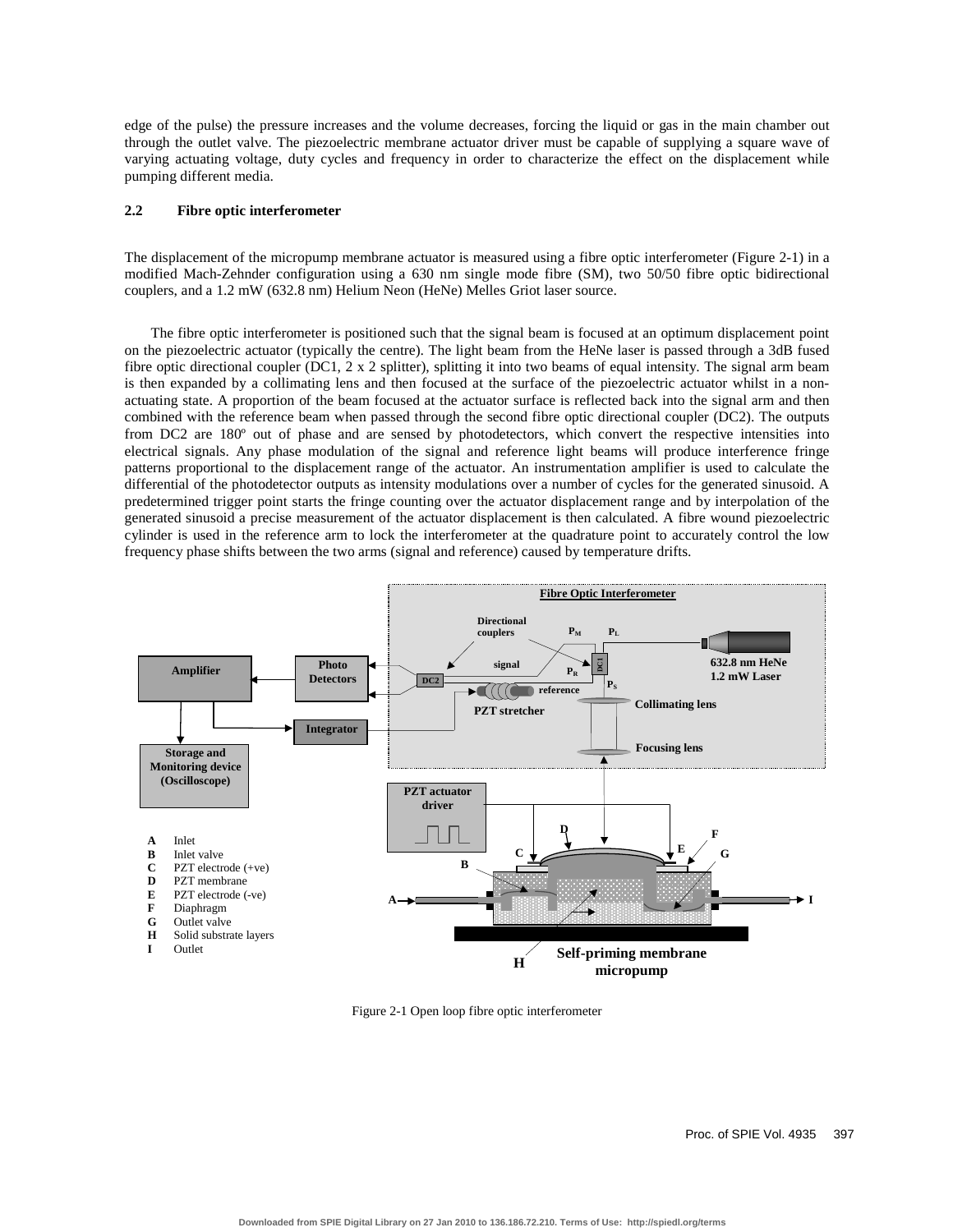edge of the pulse) the pressure increases and the volume decreases, forcing the liquid or gas in the main chamber out through the outlet valve. The piezoelectric membrane actuator driver must be capable of supplying a square wave of varying actuating voltage, duty cycles and frequency in order to characterize the effect on the displacement while pumping different media.

### 2.2 Fibre optic interferometer

The displacement of the micropump membrane actuator is measured using a fibre optic interferometer (Figure 2-1) in a modified Mach-Zehnder configuration using a 630 nm single mode fibre (SM), two 50/50 fibre optic bidirectional couplers, and a 1.2 mW (632.8 nm) Helium Neon (HeNe) Melles Griot laser source.

The fibre optic interferometer is positioned such that the signal beam is focused at an optimum displacement point on the piezoelectric actuator (typically the centre). The light beam from the HeNe laser is passed through a 3dB fused fibre optic directional coupler (DC1, 2 x 2 splitter), splitting it into two beams of equal intensity. The signal arm beam is then expanded by a collimating lens and then focused at the surface of the piezoelectric actuator whilst in a non-actuating state. A proportion of the beam focused at the actuator surface is reflected back into the signal arm and then combined with the reference beam when passed through the second fibre optic directional coupler (DC2). The outputs from DC2 are 180º out of phase and are sensed by photodetectors, which convert the respective intensities into electrical signals. Any phase modulation of the signal and reference light beams will produce interference fringe patterns proportional to the displacement range of the actuator. An instrumentation amplifier is used to calculate the differential of the photodetector outputs as intensity modulations over a number of cycles for the generated sinusoid. A predetermined trigger point starts the fringe counting over the actuator displacement range and by interpolation of the generated sinusoid a precise measurement of the actuator displacement is then calculated. A fibre wound piezoelectric cylinder is used in the reference arm to lock the interferometer at the quadrature point to accurately control the low frequency phase shifts between the two arms (signal and reference) caused by temperature drifts.

Fibre Optic Interferometer

Directional couplers
$P_M$
$P_L$
$P_R$
$P_S$
DC1
DC2
signal
reference
PZT stretcher
632.8 nm HeNe 1.2 mW Laser
Collimating lens
Focusing lens
Amplifier
Photo Detectors
Integrator
Storage and Monitoring device (Oscilloscope)
PZT actuator driver
Self-priming membrane micropump

- **A** Inlet
- **B** Inlet valve
- **C** PZT electrode (+ve)
- **D** PZT membrane
- **E** PZT electrode (-ve)
- **F** Diaphragm
- **G** Outlet valve
- **H** Solid substrate layers
- **I** Outlet

Figure 2-1 Open loop fibre optic interferometer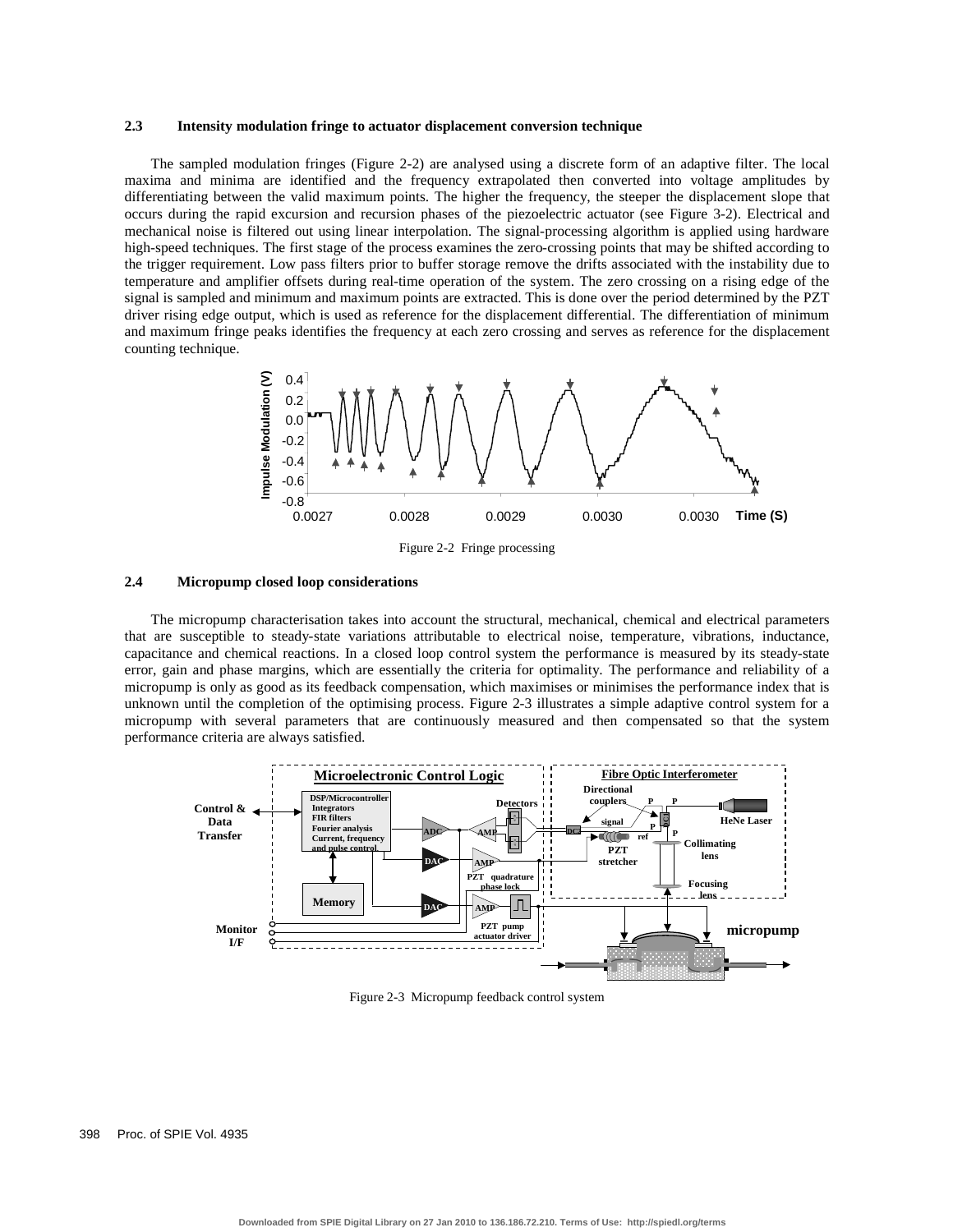### 2.3 Intensity modulation fringe to actuator displacement conversion technique

The sampled modulation fringes (Figure 2-2) are analysed using a discrete form of an adaptive filter. The local maxima and minima are identified and the frequency extrapolated then converted into voltage amplitudes by differentiating between the valid maximum points. The higher the frequency, the steeper the displacement slope that occurs during the rapid excursion and recursion phases of the piezoelectric actuator (see Figure 3-2). Electrical and mechanical noise is filtered out using linear interpolation. The signal-processing algorithm is applied using hardware high-speed techniques. The first stage of the process examines the zero-crossing points that may be shifted according to the trigger requirement. Low pass filters prior to buffer storage remove the drifts associated with the instability due to temperature and amplifier offsets during real-time operation of the system. The zero crossing on a rising edge of the signal is sampled and minimum and maximum points are extracted. This is done over the period determined by the PZT driver rising edge output, which is used as reference for the displacement differential. The differentiation of minimum and maximum fringe peaks identifies the frequency at each zero crossing and serves as reference for the displacement counting technique.

Impulse Modulation (V)

0.4
0.2
0.0
-0.2
-0.4
-0.6
-0.8

0.0027 0.0028 0.0029 0.0030 0.0030 Time (S)

Figure 2-2 Fringe processing

### 2.4 Micropump closed loop considerations

The micropump characterisation takes into account the structural, mechanical, chemical and electrical parameters that are susceptible to steady-state variations attributable to electrical noise, temperature, vibrations, inductance, capacitance and chemical reactions. In a closed loop control system the performance is measured by its steady-state error, gain and phase margins, which are essentially the criteria for optimality. The performance and reliability of a micropump is only as good as its feedback compensation, which maximises or minimises the performance index that is unknown until the completion of the optimising process. Figure 2-3 illustrates a simple adaptive control system for a micropump with several parameters that are continuously measured and then compensated so that the system performance criteria are always satisfied.

Microelectronic Control Logic

Fibre Optic Interferometer

DSP/Microcontroller
Integrators
FIR filters
Fourier analysis
Current, frequency and pulse control

Control & Data Transfer

Memory

Monitor I/F

ADC
DAC
DAC
AMP
AMP
AMP

Detectors

PZT quadrature phase lock

PZT pump actuator driver

Directional couplers

signal
ref
DC
P
P
P
P

PZT stretcher

HeNe Laser

Collimating lens

Focusing lens

micropump

Figure 2-3 Micropump feedback control system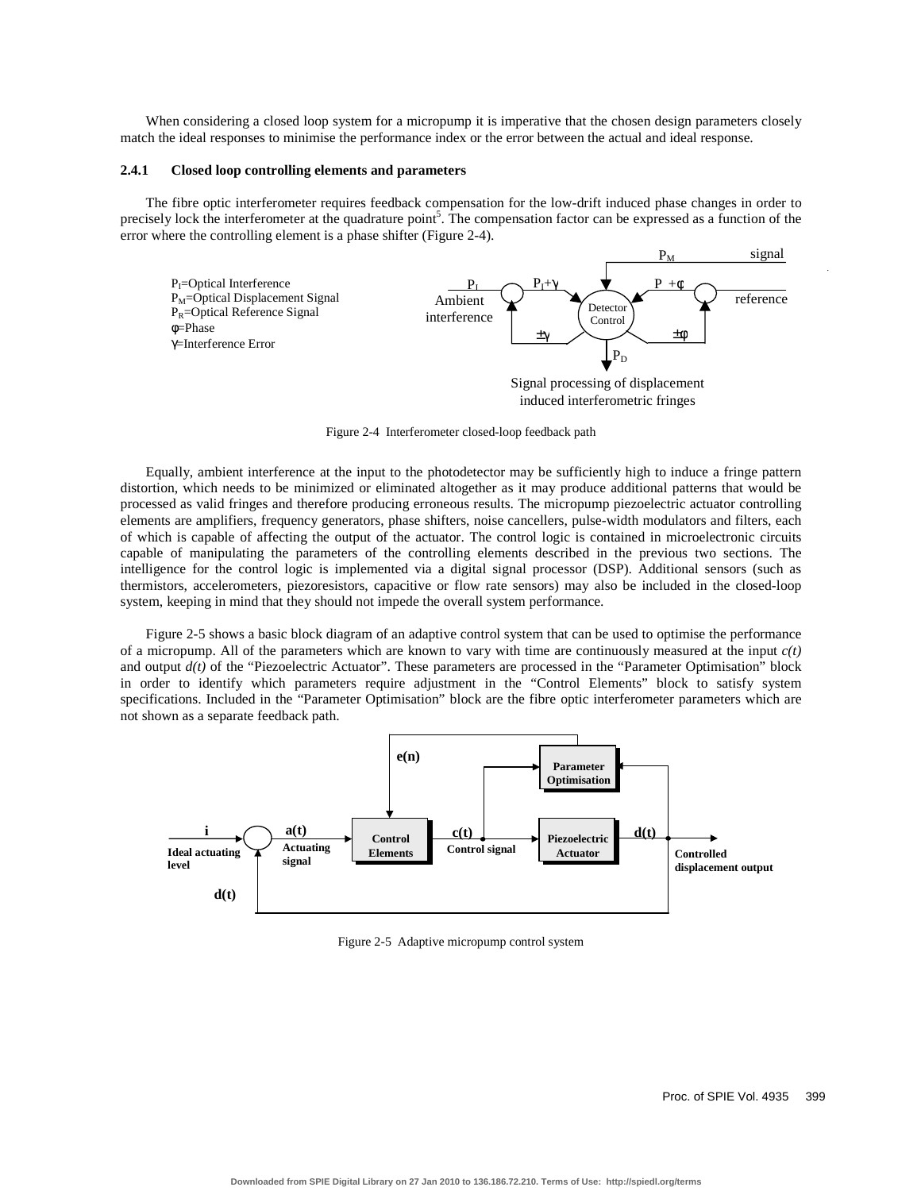When considering a closed loop system for a micropump it is imperative that the chosen design parameters closely match the ideal responses to minimise the performance index or the error between the actual and ideal response.

### 2.4.1 Closed loop controlling elements and parameters

The fibre optic interferometer requires feedback compensation for the low-drift induced phase changes in order to precisely lock the interferometer at the quadrature point[5]. The compensation factor can be expressed as a function of the error where the controlling element is a phase shifter (Figure 2-4).

$P_I$=Optical Interference
$P_M$=Optical Displacement Signal
$P_R$=Optical Reference Signal
$\phi$=Phase
$\gamma$=Interference Error

$P_M$ signal
$P_I$ Ambient interference
$P_I+\gamma$
$P + \phi$
reference
Detector Control
$\pm\gamma$
$\pm\phi$
$P_D$
Signal processing of displacement induced interferometric fringes

Figure 2-4 Interferometer closed-loop feedback path

Equally, ambient interference at the input to the photodetector may be sufficiently high to induce a fringe pattern distortion, which needs to be minimized or eliminated altogether as it may produce additional patterns that would be processed as valid fringes and therefore producing erroneous results. The micropump piezoelectric actuator controlling elements are amplifiers, frequency generators, phase shifters, noise cancellers, pulse-width modulators and filters, each of which is capable of affecting the output of the actuator. The control logic is contained in microelectronic circuits capable of manipulating the parameters of the controlling elements described in the previous two sections. The intelligence for the control logic is implemented via a digital signal processor (DSP). Additional sensors (such as thermistors, accelerometers, piezoresistors, capacitive or flow rate sensors) may also be included in the closed-loop system, keeping in mind that they should not impede the overall system performance.

Figure 2-5 shows a basic block diagram of an adaptive control system that can be used to optimise the performance of a micropump. All of the parameters which are known to vary with time are continuously measured at the input *c(t)* and output *d(t)* of the "Piezoelectric Actuator". These parameters are processed in the "Parameter Optimisation" block in order to identify which parameters require adjustment in the "Control Elements" block to satisfy system specifications. Included in the "Parameter Optimisation" block are the fibre optic interferometer parameters which are not shown as a separate feedback path.

e(n)
Parameter Optimisation
i
Ideal actuating level
a(t)
Actuating signal
Control Elements
c(t)
Control signal
Piezoelectric Actuator
d(t)
Controlled displacement output
d(t)

Figure 2-5 Adaptive micropump control system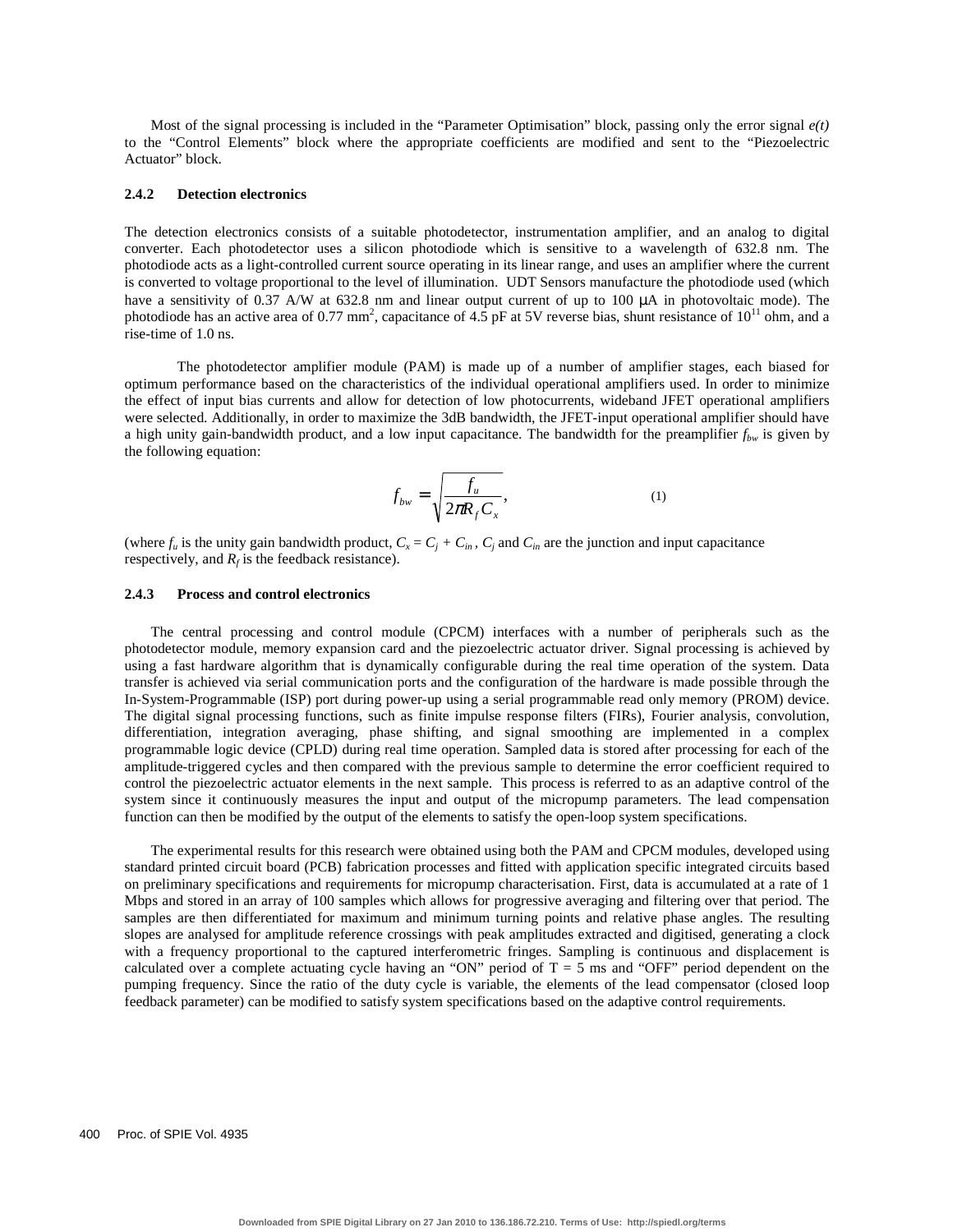Most of the signal processing is included in the "Parameter Optimisation" block, passing only the error signal $e(t)$ to the "Control Elements" block where the appropriate coefficients are modified and sent to the "Piezoelectric Actuator" block.

### 2.4.2 Detection electronics

The detection electronics consists of a suitable photodetector, instrumentation amplifier, and an analog to digital converter. Each photodetector uses a silicon photodiode which is sensitive to a wavelength of 632.8 nm. The photodiode acts as a light-controlled current source operating in its linear range, and uses an amplifier where the current is converted to voltage proportional to the level of illumination. UDT Sensors manufacture the photodiode used (which have a sensitivity of 0.37 A/W at 632.8 nm and linear output current of up to 100 μA in photovoltaic mode). The photodiode has an active area of 0.77 mm$^2$, capacitance of 4.5 pF at 5V reverse bias, shunt resistance of $10^{11}$ ohm, and a rise-time of 1.0 ns.

The photodetector amplifier module (PAM) is made up of a number of amplifier stages, each biased for optimum performance based on the characteristics of the individual operational amplifiers used. In order to minimize the effect of input bias currents and allow for detection of low photocurrents, wideband JFET operational amplifiers were selected. Additionally, in order to maximize the 3dB bandwidth, the JFET-input operational amplifier should have a high unity gain-bandwidth product, and a low input capacitance. The bandwidth for the preamplifier $f_{bw}$ is given by the following equation:

$$f_{bw} = \sqrt{\frac{f_u}{2\pi R_f C_x}}, \tag{1}$$

(where $f_u$ is the unity gain bandwidth product, $C_x = C_j + C_{in}$, $C_j$ and $C_{in}$ are the junction and input capacitance respectively, and $R_f$ is the feedback resistance).

### 2.4.3 Process and control electronics

The central processing and control module (CPCM) interfaces with a number of peripherals such as the photodetector module, memory expansion card and the piezoelectric actuator driver. Signal processing is achieved by using a fast hardware algorithm that is dynamically configurable during the real time operation of the system. Data transfer is achieved via serial communication ports and the configuration of the hardware is made possible through the In-System-Programmable (ISP) port during power-up using a serial programmable read only memory (PROM) device. The digital signal processing functions, such as finite impulse response filters (FIRs), Fourier analysis, convolution, differentiation, integration averaging, phase shifting, and signal smoothing are implemented in a complex programmable logic device (CPLD) during real time operation. Sampled data is stored after processing for each of the amplitude-triggered cycles and then compared with the previous sample to determine the error coefficient required to control the piezoelectric actuator elements in the next sample. This process is referred to as an adaptive control of the system since it continuously measures the input and output of the micropump parameters. The lead compensation function can then be modified by the output of the elements to satisfy the open-loop system specifications.

The experimental results for this research were obtained using both the PAM and CPCM modules, developed using standard printed circuit board (PCB) fabrication processes and fitted with application specific integrated circuits based on preliminary specifications and requirements for micropump characterisation. First, data is accumulated at a rate of 1 Mbps and stored in an array of 100 samples which allows for progressive averaging and filtering over that period. The samples are then differentiated for maximum and minimum turning points and relative phase angles. The resulting slopes are analysed for amplitude reference crossings with peak amplitudes extracted and digitised, generating a clock with a frequency proportional to the captured interferometric fringes. Sampling is continuous and displacement is calculated over a complete actuating cycle having an "ON" period of T = 5 ms and "OFF" period dependent on the pumping frequency. Since the ratio of the duty cycle is variable, the elements of the lead compensator (closed loop feedback parameter) can be modified to satisfy system specifications based on the adaptive control requirements.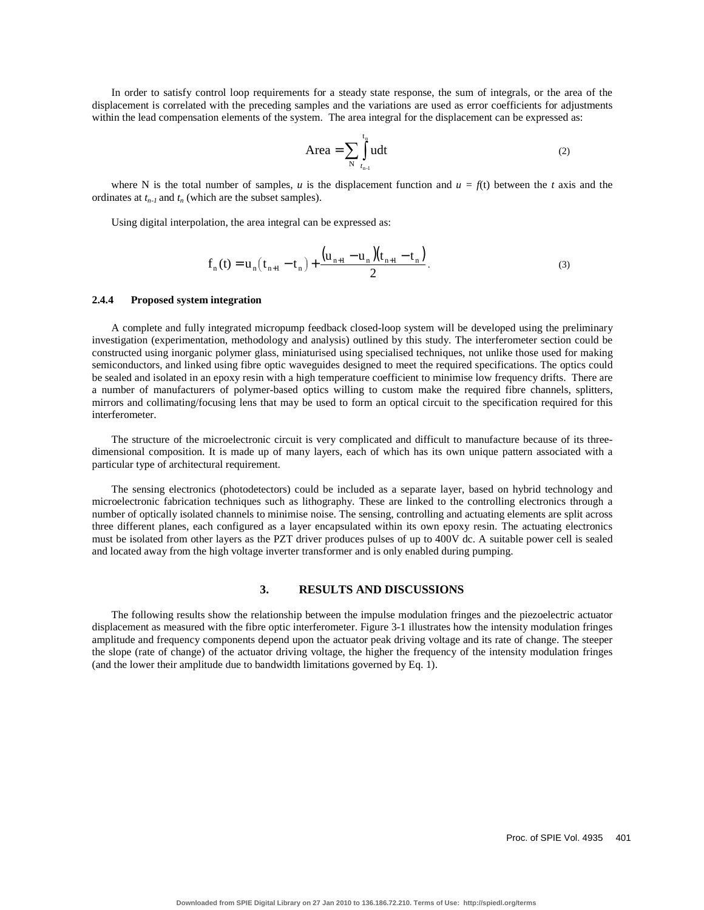In order to satisfy control loop requirements for a steady state response, the sum of integrals, or the area of the displacement is correlated with the preceding samples and the variations are used as error coefficients for adjustments within the lead compensation elements of the system. The area integral for the displacement can be expressed as:

$$\text{Area} = \sum_{N} \int_{t_{n-1}}^{t_n} u \, dt \tag{2}$$

where N is the total number of samples, $u$ is the displacement function and $u = f(t)$ between the $t$ axis and the ordinates at $t_{n-1}$ and $t_n$ (which are the subset samples).

Using digital interpolation, the area integral can be expressed as:

$$f_n(t) = u_n\left(t_{n+1} - t_n\right) + \frac{\left(u_{n+1} - u_n\right)\left(t_{n+1} - t_n\right)}{2}. \tag{3}$$

#### 2.4.4 Proposed system integration

A complete and fully integrated micropump feedback closed-loop system will be developed using the preliminary investigation (experimentation, methodology and analysis) outlined by this study. The interferometer section could be constructed using inorganic polymer glass, miniaturised using specialised techniques, not unlike those used for making semiconductors, and linked using fibre optic waveguides designed to meet the required specifications. The optics could be sealed and isolated in an epoxy resin with a high temperature coefficient to minimise low frequency drifts. There are a number of manufacturers of polymer-based optics willing to custom make the required fibre channels, splitters, mirrors and collimating/focusing lens that may be used to form an optical circuit to the specification required for this interferometer.

The structure of the microelectronic circuit is very complicated and difficult to manufacture because of its three-dimensional composition. It is made up of many layers, each of which has its own unique pattern associated with a particular type of architectural requirement.

The sensing electronics (photodetectors) could be included as a separate layer, based on hybrid technology and microelectronic fabrication techniques such as lithography. These are linked to the controlling electronics through a number of optically isolated channels to minimise noise. The sensing, controlling and actuating elements are split across three different planes, each configured as a layer encapsulated within its own epoxy resin. The actuating electronics must be isolated from other layers as the PZT driver produces pulses of up to 400V dc. A suitable power cell is sealed and located away from the high voltage inverter transformer and is only enabled during pumping.

## 3. RESULTS AND DISCUSSIONS

The following results show the relationship between the impulse modulation fringes and the piezoelectric actuator displacement as measured with the fibre optic interferometer. Figure 3-1 illustrates how the intensity modulation fringes amplitude and frequency components depend upon the actuator peak driving voltage and its rate of change. The steeper the slope (rate of change) of the actuator driving voltage, the higher the frequency of the intensity modulation fringes (and the lower their amplitude due to bandwidth limitations governed by Eq. 1).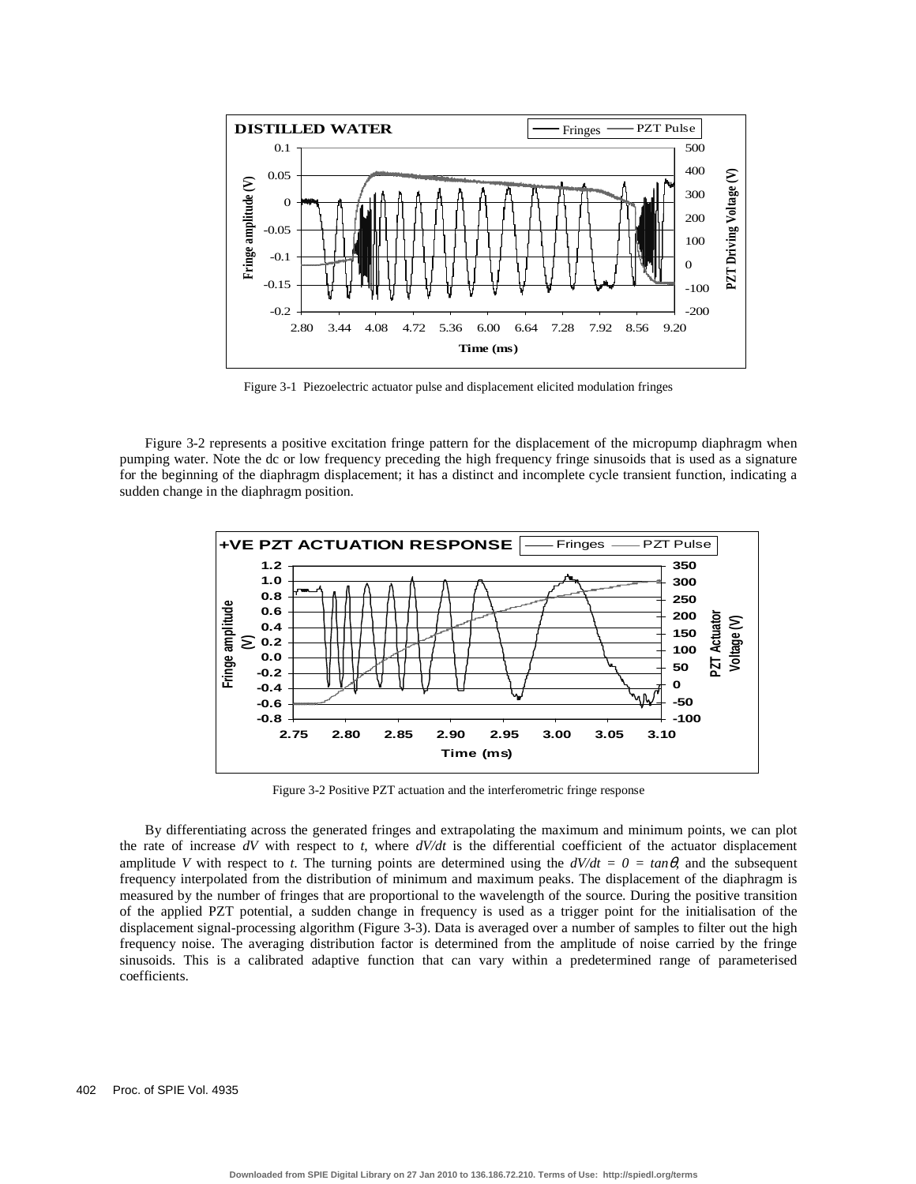DISTILLED WATER

Fringes — PZT Pulse

Fringe amplitude (V)

0.1
0.05
0
-0.05
-0.1
-0.15
-0.2

PZT Driving Voltage (V)

500
400
300
200
100
0
-100
-200

2.80 3.44 4.08 4.72 5.36 6.00 6.64 7.28 7.92 8.56 9.20

Time (ms)

Figure 3-1 Piezoelectric actuator pulse and displacement elicited modulation fringes

Figure 3-2 represents a positive excitation fringe pattern for the displacement of the micropump diaphragm when pumping water. Note the dc or low frequency preceding the high frequency fringe sinusoids that is used as a signature for the beginning of the diaphragm displacement; it has a distinct and incomplete cycle transient function, indicating a sudden change in the diaphragm position.

+VE PZT ACTUATION RESPONSE

Fringes — PZT Pulse

Fringe amplitude (V)

1.2
1.0
0.8
0.6
0.4
0.2
0.0
-0.2
-0.4
-0.6
-0.8

PZT Actuator Voltage (V)

350
300
250
200
150
100
50
0
-50
-100

2.75 2.80 2.85 2.90 2.95 3.00 3.05 3.10

Time (ms)

Figure 3-2 Positive PZT actuation and the interferometric fringe response

By differentiating across the generated fringes and extrapolating the maximum and minimum points, we can plot the rate of increase $dV$ with respect to $t$, where $dV/dt$ is the differential coefficient of the actuator displacement amplitude $V$ with respect to $t$. The turning points are determined using the $dV/dt = 0 = \tan\theta$, and the subsequent frequency interpolated from the distribution of minimum and maximum peaks. The displacement of the diaphragm is measured by the number of fringes that are proportional to the wavelength of the source. During the positive transition of the applied PZT potential, a sudden change in frequency is used as a trigger point for the initialisation of the displacement signal-processing algorithm (Figure 3-3). Data is averaged over a number of samples to filter out the high frequency noise. The averaging distribution factor is determined from the amplitude of noise carried by the fringe sinusoids. This is a calibrated adaptive function that can vary within a predetermined range of parameterised coefficients.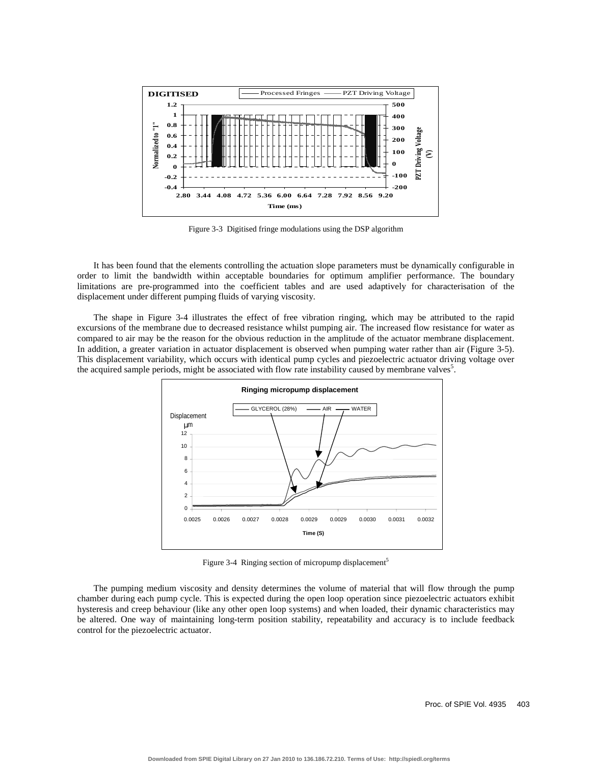DIGITISED

Processed Fringes
PZT Driving Voltage

1.2
1
0.8
0.6
0.4
0.2
0
-0.2
-0.4

Normalized to "1"

500
400
300
200
100
0
-100
-200

PZT Driving Voltage (V)

2.80 3.44 4.08 4.72 5.36 6.00 6.64 7.28 7.92 8.56 9.20

Time (ms)

Figure 3-3 Digitised fringe modulations using the DSP algorithm

It has been found that the elements controlling the actuation slope parameters must be dynamically configurable in order to limit the bandwidth within acceptable boundaries for optimum amplifier performance. The boundary limitations are pre-programmed into the coefficient tables and are used adaptively for characterisation of the displacement under different pumping fluids of varying viscosity.

The shape in Figure 3-4 illustrates the effect of free vibration ringing, which may be attributed to the rapid excursions of the membrane due to decreased resistance whilst pumping air. The increased flow resistance for water as compared to air may be the reason for the obvious reduction in the amplitude of the actuator membrane displacement. In addition, a greater variation in actuator displacement is observed when pumping water rather than air (Figure 3-5). This displacement variability, which occurs with identical pump cycles and piezoelectric actuator driving voltage over the acquired sample periods, might be associated with flow rate instability caused by membrane valves[5].

Ringing micropump displacement

GLYCEROL (28%)
AIR
WATER

Displacement
μm

12
10
8
6
4
2
0

0.0025 0.0026 0.0027 0.0028 0.0029 0.0029 0.0030 0.0031 0.0032

Time (S)

Figure 3-4 Ringing section of micropump displacement[5]

The pumping medium viscosity and density determines the volume of material that will flow through the pump chamber during each pump cycle. This is expected during the open loop operation since piezoelectric actuators exhibit hysteresis and creep behaviour (like any other open loop systems) and when loaded, their dynamic characteristics may be altered. One way of maintaining long-term position stability, repeatability and accuracy is to include feedback control for the piezoelectric actuator.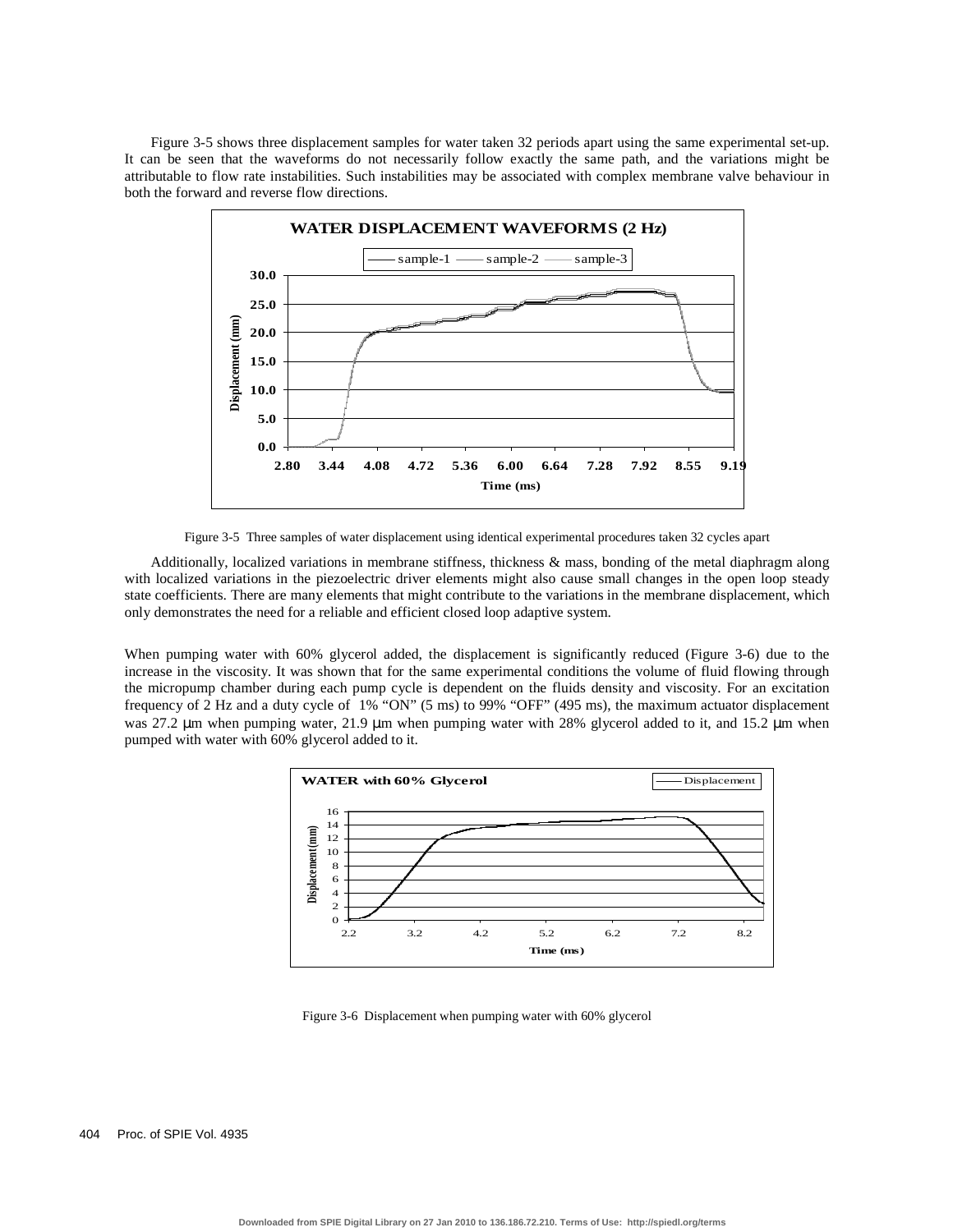Figure 3-5 shows three displacement samples for water taken 32 periods apart using the same experimental set-up. It can be seen that the waveforms do not necessarily follow exactly the same path, and the variations might be attributable to flow rate instabilities. Such instabilities may be associated with complex membrane valve behaviour in both the forward and reverse flow directions.

WATER DISPLACEMENT WAVEFORMS (2 Hz)

sample-1 sample-2 sample-3

Displacement (mm)

30.0
25.0
20.0
15.0
10.0
5.0
0.0

2.80 3.44 4.08 4.72 5.36 6.00 6.64 7.28 7.92 8.55 9.19

Time (ms)

Figure 3-5 Three samples of water displacement using identical experimental procedures taken 32 cycles apart

Additionally, localized variations in membrane stiffness, thickness & mass, bonding of the metal diaphragm along with localized variations in the piezoelectric driver elements might also cause small changes in the open loop steady state coefficients. There are many elements that might contribute to the variations in the membrane displacement, which only demonstrates the need for a reliable and efficient closed loop adaptive system.

When pumping water with 60% glycerol added, the displacement is significantly reduced (Figure 3-6) due to the increase in the viscosity. It was shown that for the same experimental conditions the volume of fluid flowing through the micropump chamber during each pump cycle is dependent on the fluids density and viscosity. For an excitation frequency of 2 Hz and a duty cycle of 1% "ON" (5 ms) to 99% "OFF" (495 ms), the maximum actuator displacement was 27.2 μm when pumping water, 21.9 μm when pumping water with 28% glycerol added to it, and 15.2 μm when pumped with water with 60% glycerol added to it.

WATER with 60% Glycerol

Displacement

Displacement (mm)

16
14
12
10
8
6
4
2
0

2.2 3.2 4.2 5.2 6.2 7.2 8.2

Time (ms)

Figure 3-6 Displacement when pumping water with 60% glycerol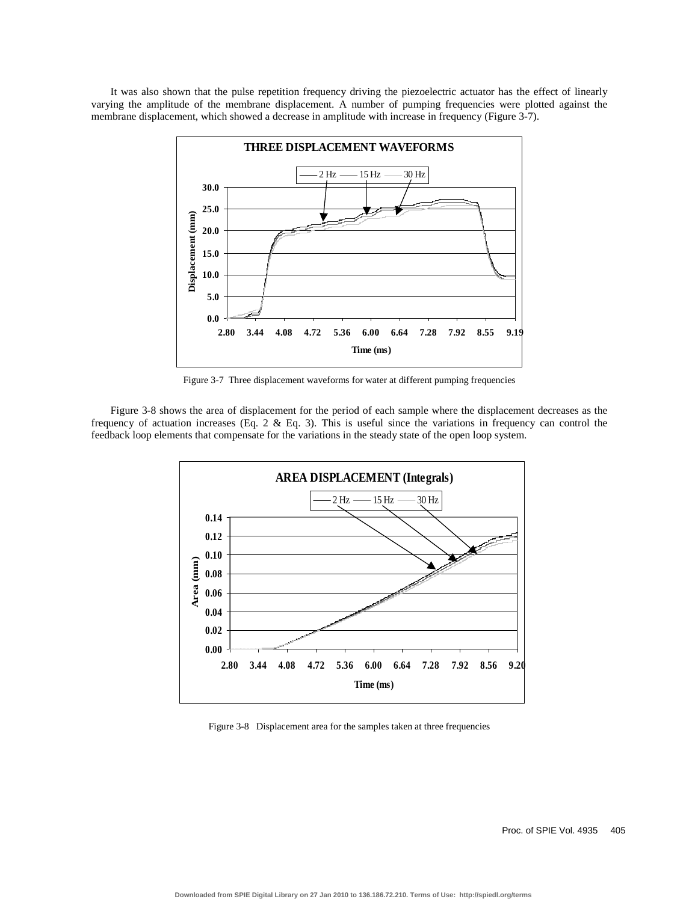It was also shown that the pulse repetition frequency driving the piezoelectric actuator has the effect of linearly varying the amplitude of the membrane displacement. A number of pumping frequencies were plotted against the membrane displacement, which showed a decrease in amplitude with increase in frequency (Figure 3-7).

THREE DISPLACEMENT WAVEFORMS

2 Hz 15 Hz 30 Hz

Displacement (mm)

30.0
25.0
20.0
15.0
10.0
5.0
0.0

2.80 3.44 4.08 4.72 5.36 6.00 6.64 7.28 7.92 8.55 9.19

Time (ms)

Figure 3-7 Three displacement waveforms for water at different pumping frequencies

Figure 3-8 shows the area of displacement for the period of each sample where the displacement decreases as the frequency of actuation increases (Eq. 2 & Eq. 3). This is useful since the variations in frequency can control the feedback loop elements that compensate for the variations in the steady state of the open loop system.

AREA DISPLACEMENT (Integrals)

2 Hz 15 Hz 30 Hz

Area (mm)

0.14
0.12
0.10
0.08
0.06
0.04
0.02
0.00

2.80 3.44 4.08 4.72 5.36 6.00 6.64 7.28 7.92 8.56 9.20

Time (ms)

Figure 3-8 Displacement area for the samples taken at three frequencies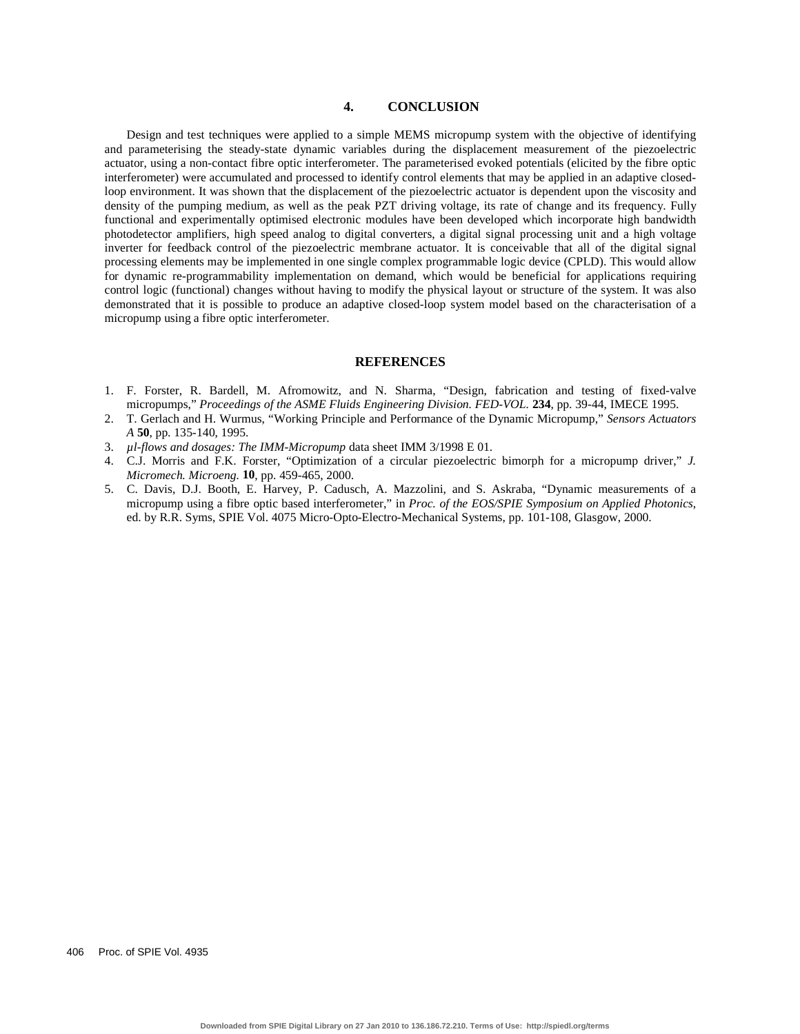## 4. CONCLUSION

Design and test techniques were applied to a simple MEMS micropump system with the objective of identifying and parameterising the steady-state dynamic variables during the displacement measurement of the piezoelectric actuator, using a non-contact fibre optic interferometer. The parameterised evoked potentials (elicited by the fibre optic interferometer) were accumulated and processed to identify control elements that may be applied in an adaptive closed-loop environment. It was shown that the displacement of the piezoelectric actuator is dependent upon the viscosity and density of the pumping medium, as well as the peak PZT driving voltage, its rate of change and its frequency. Fully functional and experimentally optimised electronic modules have been developed which incorporate high bandwidth photodetector amplifiers, high speed analog to digital converters, a digital signal processing unit and a high voltage inverter for feedback control of the piezoelectric membrane actuator. It is conceivable that all of the digital signal processing elements may be implemented in one single complex programmable logic device (CPLD). This would allow for dynamic re-programmability implementation on demand, which would be beneficial for applications requiring control logic (functional) changes without having to modify the physical layout or structure of the system. It was also demonstrated that it is possible to produce an adaptive closed-loop system model based on the characterisation of a micropump using a fibre optic interferometer.

## REFERENCES

1. F. Forster, R. Bardell, M. Afromowitz, and N. Sharma, "Design, fabrication and testing of fixed-valve micropumps," *Proceedings of the ASME Fluids Engineering Division. FED-VOL.* **234**, pp. 39-44, IMECE 1995.
2. T. Gerlach and H. Wurmus, "Working Principle and Performance of the Dynamic Micropump," *Sensors Actuators A* **50**, pp. 135-140, 1995.
3. *μl-flows and dosages: The IMM-Micropump* data sheet IMM 3/1998 E 01.
4. C.J. Morris and F.K. Forster, "Optimization of a circular piezoelectric bimorph for a micropump driver," *J. Micromech. Microeng.* **10**, pp. 459-465, 2000.
5. C. Davis, D.J. Booth, E. Harvey, P. Cadusch, A. Mazzolini, and S. Askraba, "Dynamic measurements of a micropump using a fibre optic based interferometer," in *Proc. of the EOS/SPIE Symposium on Applied Photonics*, ed. by R.R. Syms, SPIE Vol. 4075 Micro-Opto-Electro-Mechanical Systems, pp. 101-108, Glasgow, 2000.